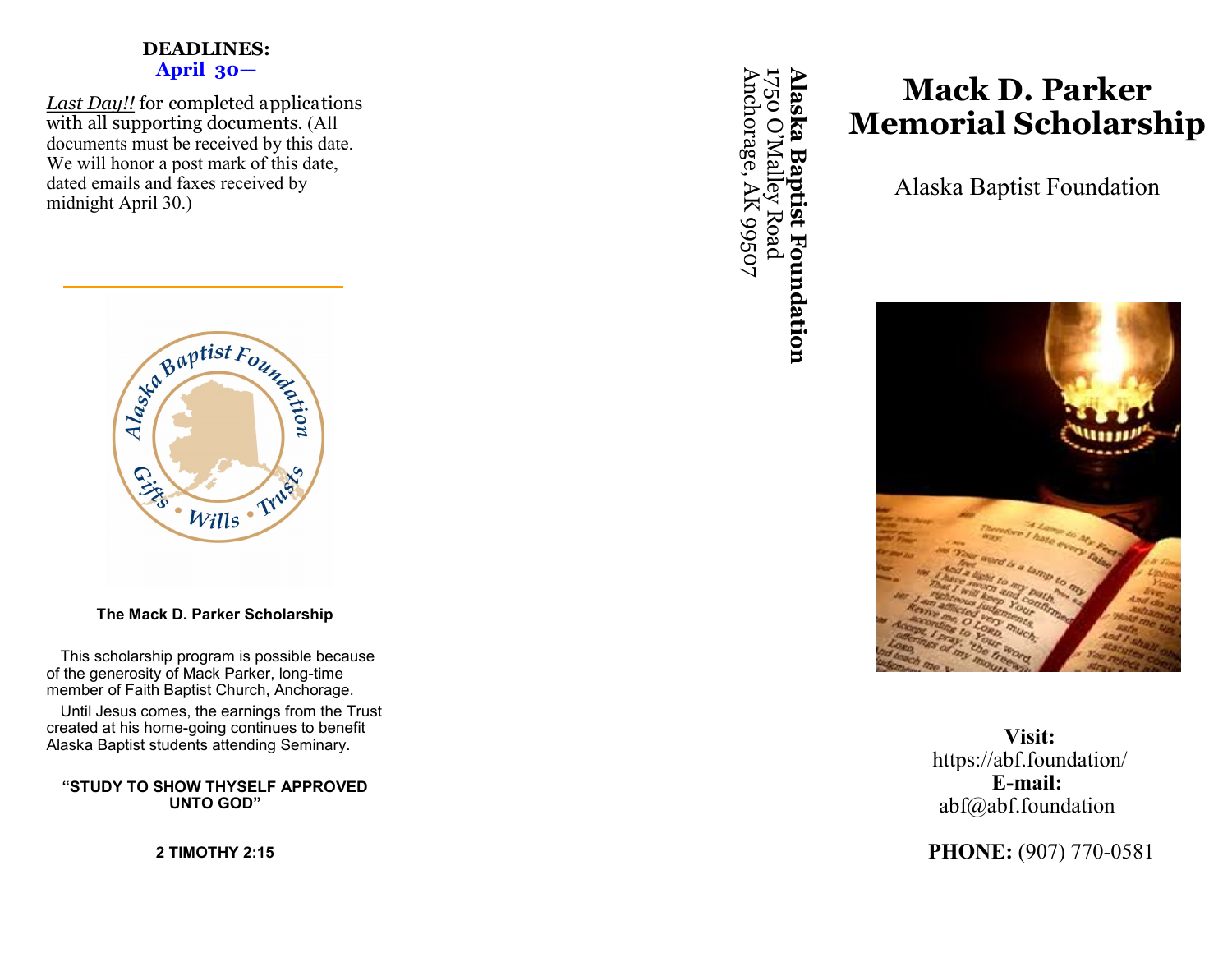**DEADLINES:**
**April 30—**

*Last Day!!* for completed applications with all supporting documents. (All documents must be received by this date. We will honor a post mark of this date, dated emails and faxes received by midnight April 30.)

**The Mack D. Parker Scholarship**

This scholarship program is possible because of the generosity of Mack Parker, long-time member of Faith Baptist Church, Anchorage.

Until Jesus comes, the earnings from the Trust created at his home-going continues to benefit Alaska Baptist students attending Seminary.

**"STUDY TO SHOW THYSELF APPROVED UNTO GOD"**

**2 TIMOTHY 2:15**

**Alaska Baptist Foundation**
1750 O'Malley Road
Anchorage, AK 99507

# Mack D. Parker Memorial Scholarship

Alaska Baptist Foundation

**Visit:**
https://abf.foundation/
**E-mail:**
abf@abf.foundation

**PHONE:** (907) 770-0581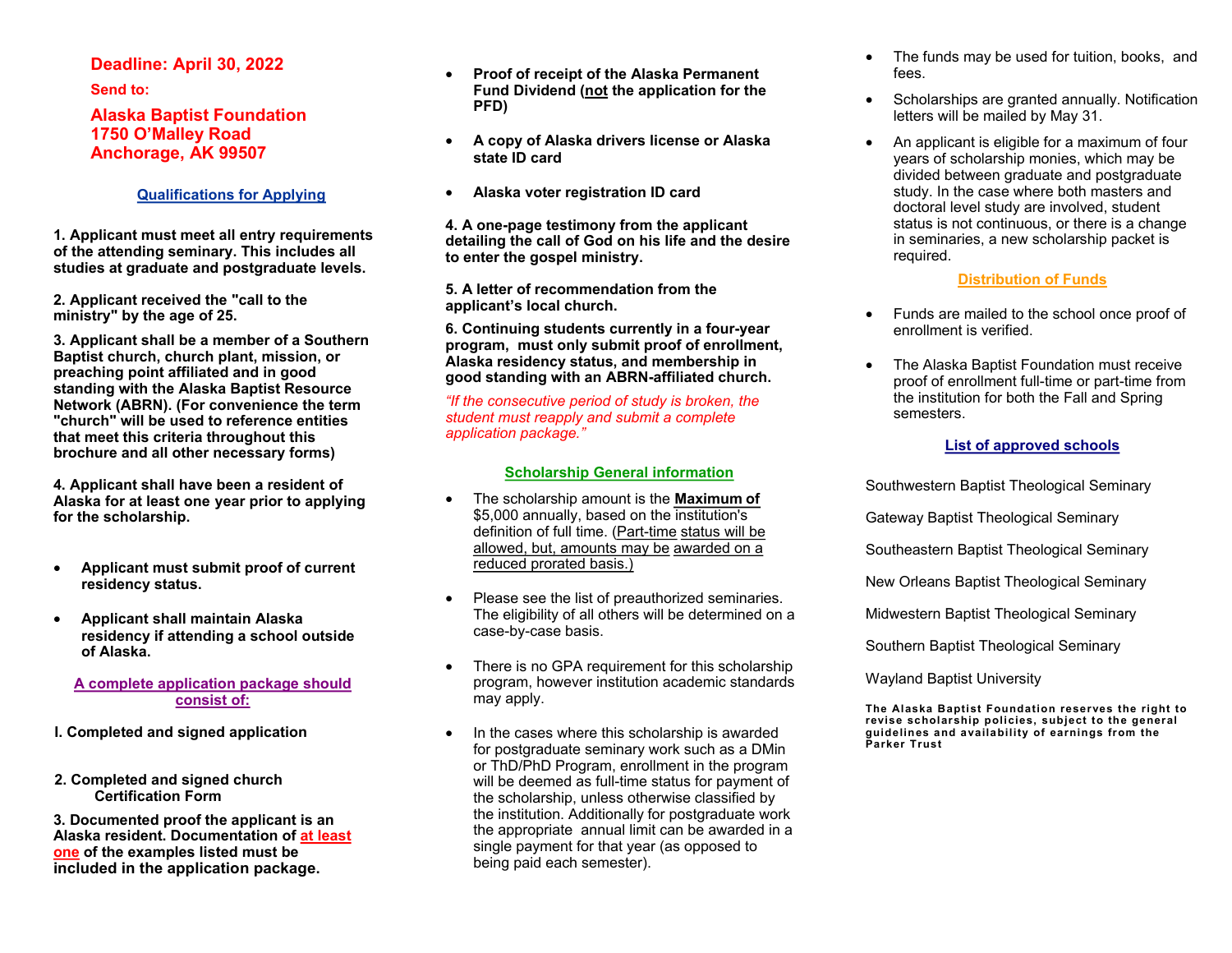**Deadline: April 30, 2022**

**Send to:**

**Alaska Baptist Foundation**
**1750 O'Malley Road**
**Anchorage, AK 99507**

## Qualifications for Applying

**1. Applicant must meet all entry requirements of the attending seminary. This includes all studies at graduate and postgraduate levels.**

**2. Applicant received the "call to the ministry" by the age of 25.**

**3. Applicant shall be a member of a Southern Baptist church, church plant, mission, or preaching point affiliated and in good standing with the Alaska Baptist Resource Network (ABRN). (For convenience the term "church" will be used to reference entities that meet this criteria throughout this brochure and all other necessary forms)**

**4. Applicant shall have been a resident of Alaska for at least one year prior to applying for the scholarship.**

- **Applicant must submit proof of current residency status.**
- **Applicant shall maintain Alaska residency if attending a school outside of Alaska.**

## A complete application package should consist of:

**I. Completed and signed application**

**2. Completed and signed church Certification Form**

**3. Documented proof the applicant is an Alaska resident. Documentation of at least one of the examples listed must be included in the application package.**

- **Proof of receipt of the Alaska Permanent Fund Dividend (not the application for the PFD)**
- **A copy of Alaska drivers license or Alaska state ID card**
- **Alaska voter registration ID card**

**4. A one-page testimony from the applicant detailing the call of God on his life and the desire to enter the gospel ministry.**

**5. A letter of recommendation from the applicant's local church.**

**6. Continuing students currently in a four-year program, must only submit proof of enrollment, Alaska residency status, and membership in good standing with an ABRN-affiliated church.**

*"If the consecutive period of study is broken, the student must reapply and submit a complete application package."*

## Scholarship General information

- The scholarship amount is the **Maximum of** $5,000 annually, based on the institution's definition of full time. (Part-time status will be allowed, but, amounts may be awarded on a reduced prorated basis.)
- Please see the list of preauthorized seminaries. The eligibility of all others will be determined on a case-by-case basis.
- There is no GPA requirement for this scholarship program, however institution academic standards may apply.
- In the cases where this scholarship is awarded for postgraduate seminary work such as a DMin or ThD/PhD Program, enrollment in the program will be deemed as full-time status for payment of the scholarship, unless otherwise classified by the institution. Additionally for postgraduate work the appropriate annual limit can be awarded in a single payment for that year (as opposed to being paid each semester).
- The funds may be used for tuition, books, and fees.
- Scholarships are granted annually. Notification letters will be mailed by May 31.
- An applicant is eligible for a maximum of four years of scholarship monies, which may be divided between graduate and postgraduate study. In the case where both masters and doctoral level study are involved, student status is not continuous, or there is a change in seminaries, a new scholarship packet is required.

## Distribution of Funds

- Funds are mailed to the school once proof of enrollment is verified.
- The Alaska Baptist Foundation must receive proof of enrollment full-time or part-time from the institution for both the Fall and Spring semesters.

## List of approved schools

Southwestern Baptist Theological Seminary

Gateway Baptist Theological Seminary

Southeastern Baptist Theological Seminary

New Orleans Baptist Theological Seminary

Midwestern Baptist Theological Seminary

Southern Baptist Theological Seminary

Wayland Baptist University

**The Alaska Baptist Foundation reserves the right to revise scholarship policies, subject to the general guidelines and availability of earnings from the Parker Trust**